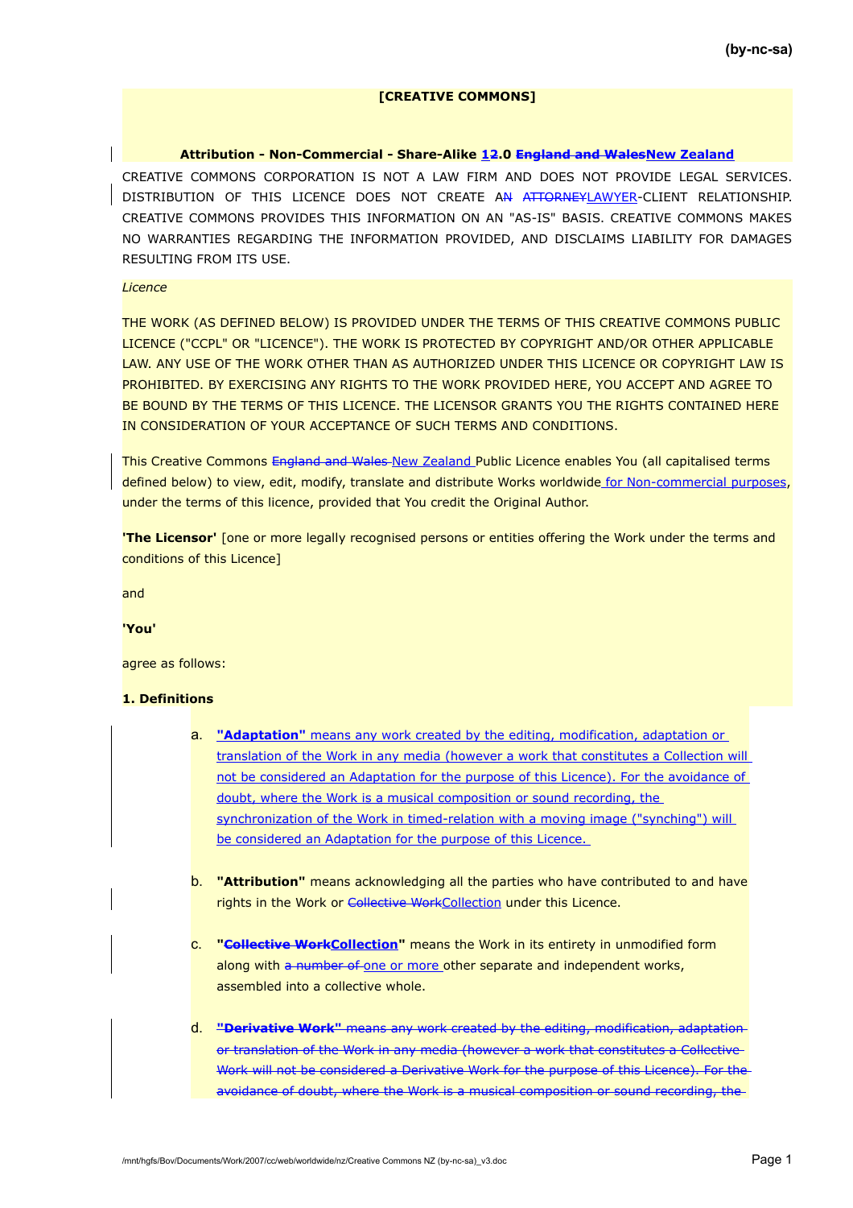**[CREATIVE COMMONS]**

**Attribution - Non-Commercial - Share-Alike 1~~2~~.0 ~~England and Wales~~New Zealand**

CREATIVE COMMONS CORPORATION IS NOT A LAW FIRM AND DOES NOT PROVIDE LEGAL SERVICES. DISTRIBUTION OF THIS LICENCE DOES NOT CREATE A~~N~~ ~~ATTORNEY~~LAWYER-CLIENT RELATIONSHIP. CREATIVE COMMONS PROVIDES THIS INFORMATION ON AN "AS-IS" BASIS. CREATIVE COMMONS MAKES NO WARRANTIES REGARDING THE INFORMATION PROVIDED, AND DISCLAIMS LIABILITY FOR DAMAGES RESULTING FROM ITS USE.

*Licence*

THE WORK (AS DEFINED BELOW) IS PROVIDED UNDER THE TERMS OF THIS CREATIVE COMMONS PUBLIC LICENCE ("CCPL" OR "LICENCE"). THE WORK IS PROTECTED BY COPYRIGHT AND/OR OTHER APPLICABLE LAW. ANY USE OF THE WORK OTHER THAN AS AUTHORIZED UNDER THIS LICENCE OR COPYRIGHT LAW IS PROHIBITED. BY EXERCISING ANY RIGHTS TO THE WORK PROVIDED HERE, YOU ACCEPT AND AGREE TO BE BOUND BY THE TERMS OF THIS LICENCE. THE LICENSOR GRANTS YOU THE RIGHTS CONTAINED HERE IN CONSIDERATION OF YOUR ACCEPTANCE OF SUCH TERMS AND CONDITIONS.

This Creative Commons ~~England and Wales~~ New Zealand Public Licence enables You (all capitalised terms defined below) to view, edit, modify, translate and distribute Works worldwide for Non-commercial purposes, under the terms of this licence, provided that You credit the Original Author.

**'The Licensor'** [one or more legally recognised persons or entities offering the Work under the terms and conditions of this Licence]

and

**'You'**

agree as follows:

**1. Definitions**

a. **"Adaptation"** means any work created by the editing, modification, adaptation or translation of the Work in any media (however a work that constitutes a Collection will not be considered an Adaptation for the purpose of this Licence). For the avoidance of doubt, where the Work is a musical composition or sound recording, the synchronization of the Work in timed-relation with a moving image ("synching") will be considered an Adaptation for the purpose of this Licence.

b. **"Attribution"** means acknowledging all the parties who have contributed to and have rights in the Work or ~~Collective Work~~Collection under this Licence.

c. **"~~Collective Work~~Collection"** means the Work in its entirety in unmodified form along with ~~a number of~~ one or more other separate and independent works, assembled into a collective whole.

d. ~~**"Derivative Work"** means any work created by the editing, modification, adaptation or translation of the Work in any media (however a work that constitutes a Collective Work will not be considered a Derivative Work for the purpose of this Licence). For the avoidance of doubt, where the Work is a musical composition or sound recording, the~~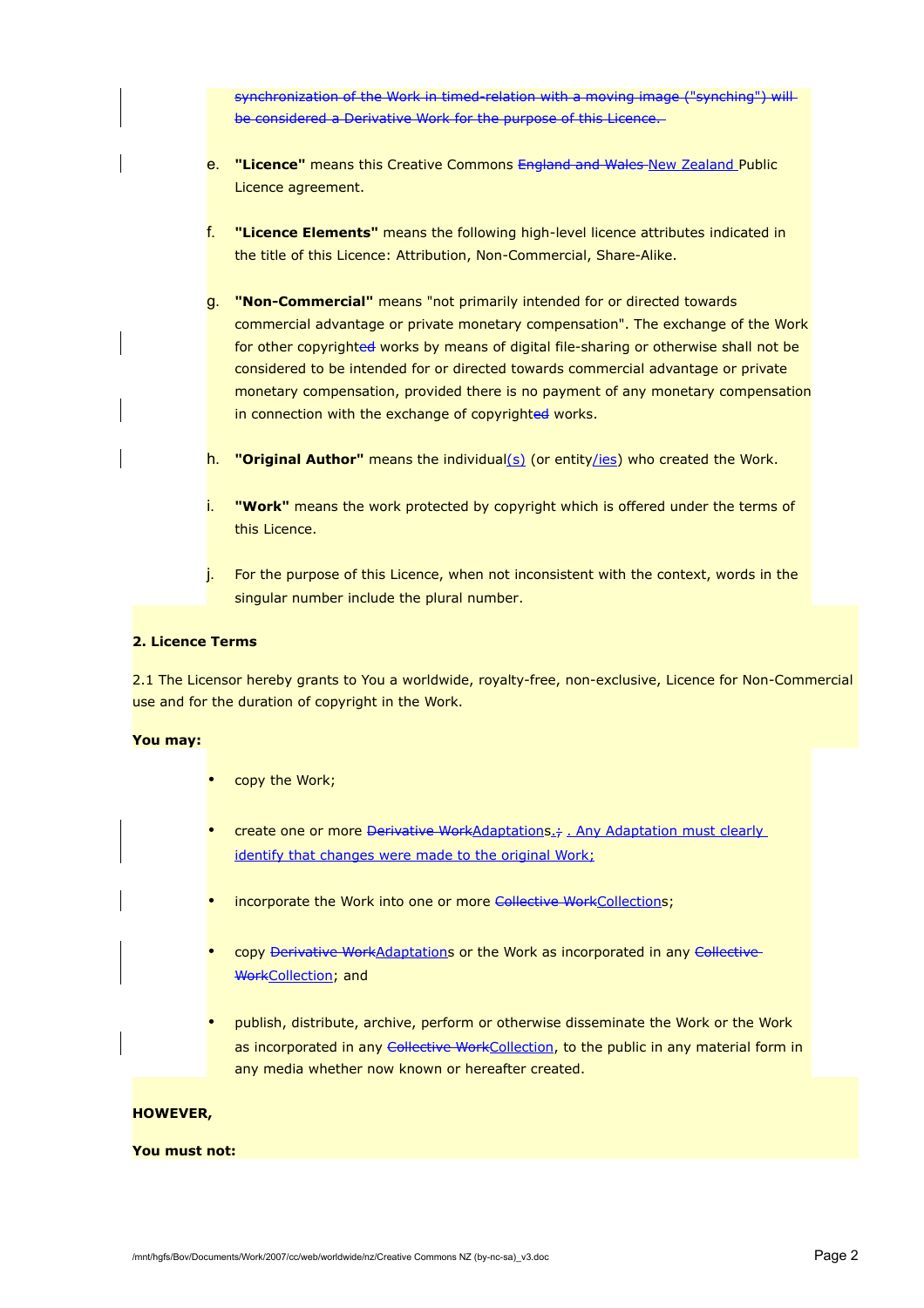synchronization of the Work in timed-relation with a moving image ("synching") will be considered a Derivative Work for the purpose of this Licence.

e. **"Licence"** means this Creative Commons England and Wales New Zealand Public Licence agreement.

f. **"Licence Elements"** means the following high-level licence attributes indicated in the title of this Licence: Attribution, Non-Commercial, Share-Alike.

g. **"Non-Commercial"** means "not primarily intended for or directed towards commercial advantage or private monetary compensation". The exchange of the Work for other copyrighted works by means of digital file-sharing or otherwise shall not be considered to be intended for or directed towards commercial advantage or private monetary compensation, provided there is no payment of any monetary compensation in connection with the exchange of copyrighted works.

h. **"Original Author"** means the individual(s) (or entity/ies) who created the Work.

i. **"Work"** means the work protected by copyright which is offered under the terms of this Licence.

j. For the purpose of this Licence, when not inconsistent with the context, words in the singular number include the plural number.

**2. Licence Terms**

2.1 The Licensor hereby grants to You a worldwide, royalty-free, non-exclusive, Licence for Non-Commercial use and for the duration of copyright in the Work.

**You may:**

- copy the Work;
- create one or more Derivative WorkAdaptations.; . Any Adaptation must clearly identify that changes were made to the original Work;
- incorporate the Work into one or more Collective WorkCollections;
- copy Derivative WorkAdaptations or the Work as incorporated in any Collective WorkCollection; and
- publish, distribute, archive, perform or otherwise disseminate the Work or the Work as incorporated in any Collective WorkCollection, to the public in any material form in any media whether now known or hereafter created.

**HOWEVER,**

**You must not:**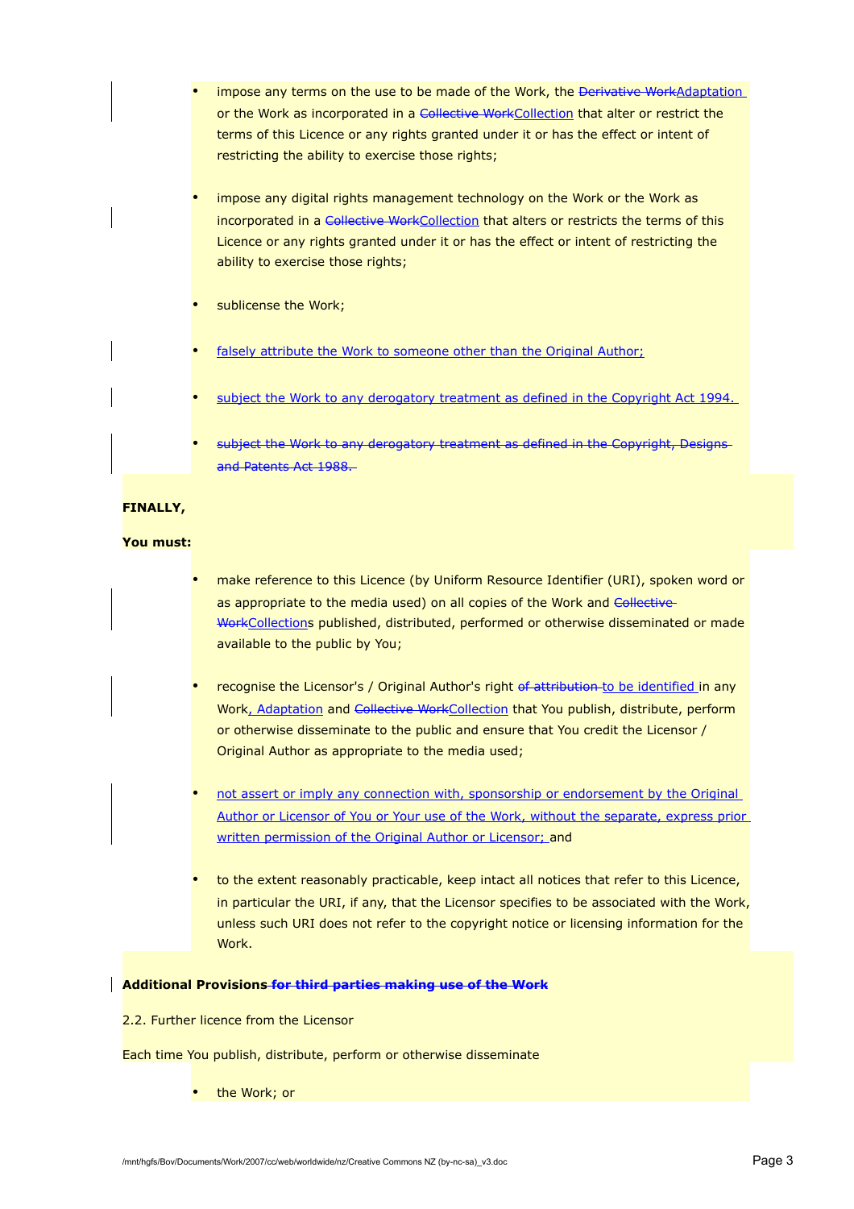- impose any terms on the use to be made of the Work, the ~~Derivative Work~~Adaptation or the Work as incorporated in a ~~Collective Work~~Collection that alter or restrict the terms of this Licence or any rights granted under it or has the effect or intent of restricting the ability to exercise those rights;

- impose any digital rights management technology on the Work or the Work as incorporated in a ~~Collective Work~~Collection that alters or restricts the terms of this Licence or any rights granted under it or has the effect or intent of restricting the ability to exercise those rights;

- sublicense the Work;

- falsely attribute the Work to someone other than the Original Author;

- subject the Work to any derogatory treatment as defined in the Copyright Act 1994.

- ~~subject the Work to any derogatory treatment as defined in the Copyright, Designs and Patents Act 1988.~~

**FINALLY,**

**You must:**

- make reference to this Licence (by Uniform Resource Identifier (URI), spoken word or as appropriate to the media used) on all copies of the Work and ~~Collective Work~~Collections published, distributed, performed or otherwise disseminated or made available to the public by You;

- recognise the Licensor's / Original Author's right ~~of attribution~~ to be identified in any Work, Adaptation and ~~Collective Work~~Collection that You publish, distribute, perform or otherwise disseminate to the public and ensure that You credit the Licensor / Original Author as appropriate to the media used;

- not assert or imply any connection with, sponsorship or endorsement by the Original Author or Licensor of You or Your use of the Work, without the separate, express prior written permission of the Original Author or Licensor; and

- to the extent reasonably practicable, keep intact all notices that refer to this Licence, in particular the URI, if any, that the Licensor specifies to be associated with the Work, unless such URI does not refer to the copyright notice or licensing information for the Work.

**Additional Provisions ~~for third parties making use of the Work~~**

2.2. Further licence from the Licensor

Each time You publish, distribute, perform or otherwise disseminate

- the Work; or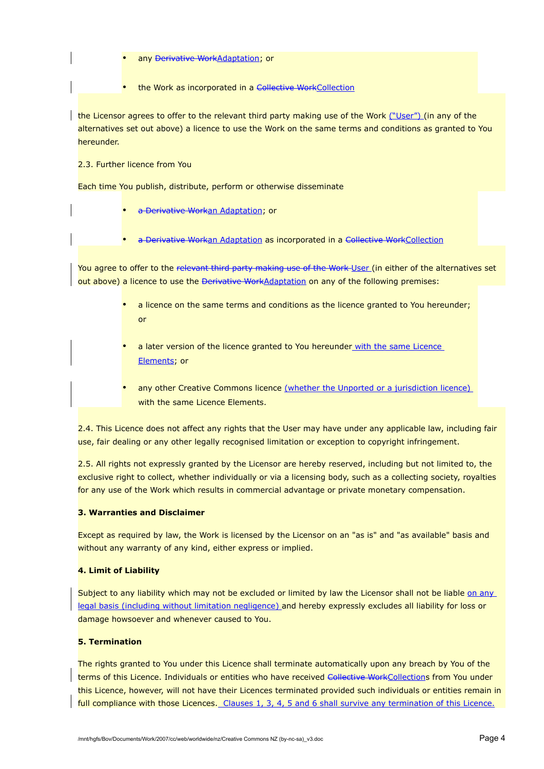- any ~~Derivative Work~~Adaptation; or
- the Work as incorporated in a ~~Collective Work~~Collection

the Licensor agrees to offer to the relevant third party making use of the Work ("User") (in any of the alternatives set out above) a licence to use the Work on the same terms and conditions as granted to You hereunder.

2.3. Further licence from You

Each time You publish, distribute, perform or otherwise disseminate

- ~~a Derivative Work~~an Adaptation; or
- ~~a Derivative Work~~an Adaptation as incorporated in a ~~Collective Work~~Collection

You agree to offer to the ~~relevant third party making use of the Work~~ User (in either of the alternatives set out above) a licence to use the ~~Derivative Work~~Adaptation on any of the following premises:

- a licence on the same terms and conditions as the licence granted to You hereunder; or
- a later version of the licence granted to You hereunder with the same Licence Elements; or
- any other Creative Commons licence (whether the Unported or a jurisdiction licence) with the same Licence Elements.

2.4. This Licence does not affect any rights that the User may have under any applicable law, including fair use, fair dealing or any other legally recognised limitation or exception to copyright infringement.

2.5. All rights not expressly granted by the Licensor are hereby reserved, including but not limited to, the exclusive right to collect, whether individually or via a licensing body, such as a collecting society, royalties for any use of the Work which results in commercial advantage or private monetary compensation.

**3. Warranties and Disclaimer**

Except as required by law, the Work is licensed by the Licensor on an "as is" and "as available" basis and without any warranty of any kind, either express or implied.

**4. Limit of Liability**

Subject to any liability which may not be excluded or limited by law the Licensor shall not be liable on any legal basis (including without limitation negligence) and hereby expressly excludes all liability for loss or damage howsoever and whenever caused to You.

**5. Termination**

The rights granted to You under this Licence shall terminate automatically upon any breach by You of the terms of this Licence. Individuals or entities who have received ~~Collective Work~~Collections from You under this Licence, however, will not have their Licences terminated provided such individuals or entities remain in full compliance with those Licences. Clauses 1, 3, 4, 5 and 6 shall survive any termination of this Licence.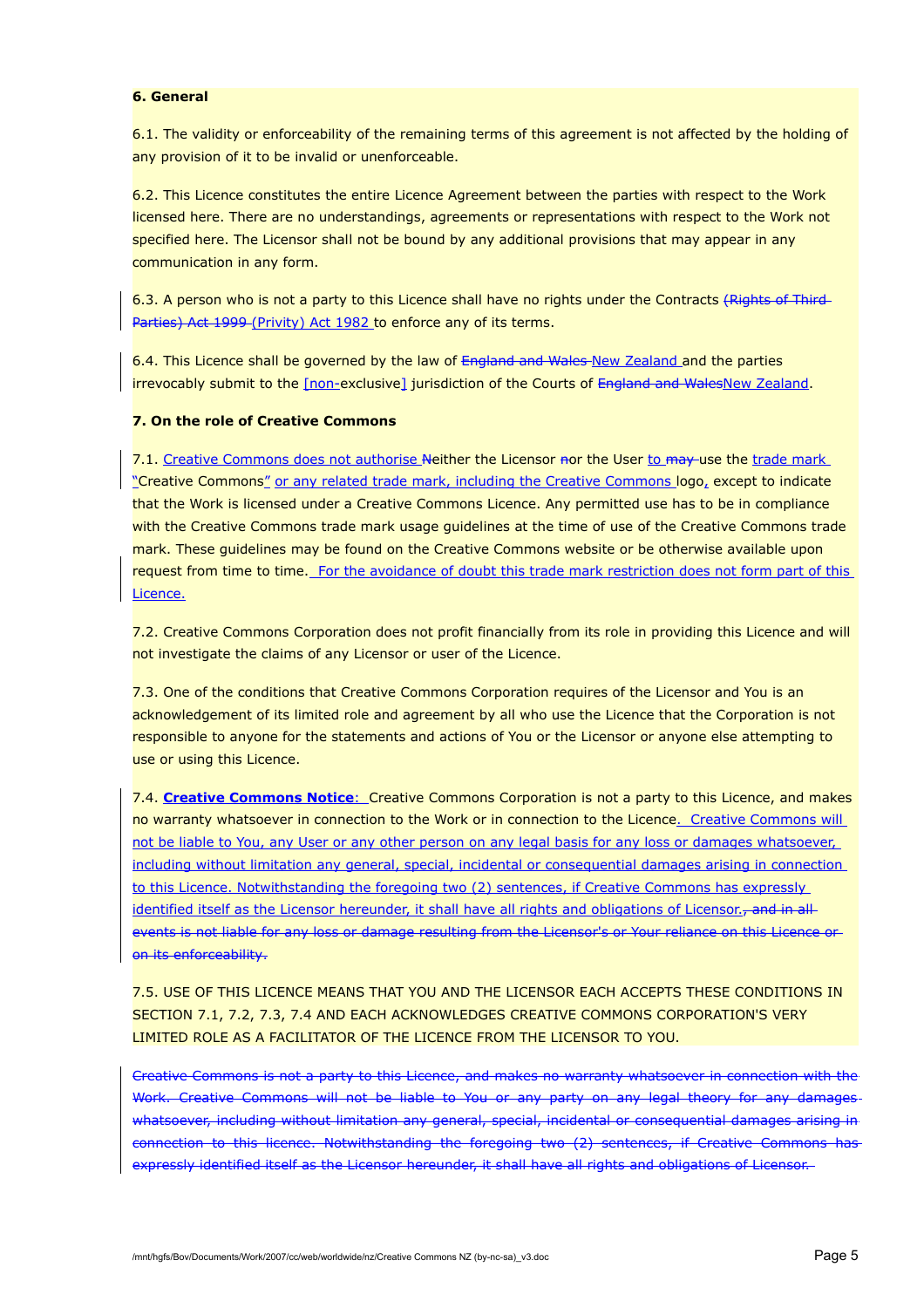**6. General**

6.1. The validity or enforceability of the remaining terms of this agreement is not affected by the holding of any provision of it to be invalid or unenforceable.

6.2. This Licence constitutes the entire Licence Agreement between the parties with respect to the Work licensed here. There are no understandings, agreements or representations with respect to the Work not specified here. The Licensor shall not be bound by any additional provisions that may appear in any communication in any form.

6.3. A person who is not a party to this Licence shall have no rights under the Contracts ~~(Rights of Third Parties) Act 1999~~ (Privity) Act 1982 to enforce any of its terms.

6.4. This Licence shall be governed by the law of ~~England and Wales~~ New Zealand and the parties irrevocably submit to the [non-exclusive] jurisdiction of the Courts of ~~England and Wales~~New Zealand.

**7. On the role of Creative Commons**

7.1. Creative Commons does not authorise ~~N~~either the Licensor ~~n~~or the User to ~~may~~ use the trade mark "Creative Commons" or any related trade mark, including the Creative Commons logo, except to indicate that the Work is licensed under a Creative Commons Licence. Any permitted use has to be in compliance with the Creative Commons trade mark usage guidelines at the time of use of the Creative Commons trade mark. These guidelines may be found on the Creative Commons website or be otherwise available upon request from time to time. For the avoidance of doubt this trade mark restriction does not form part of this Licence.

7.2. Creative Commons Corporation does not profit financially from its role in providing this Licence and will not investigate the claims of any Licensor or user of the Licence.

7.3. One of the conditions that Creative Commons Corporation requires of the Licensor and You is an acknowledgement of its limited role and agreement by all who use the Licence that the Corporation is not responsible to anyone for the statements and actions of You or the Licensor or anyone else attempting to use or using this Licence.

7.4. **Creative Commons Notice**: Creative Commons Corporation is not a party to this Licence, and makes no warranty whatsoever in connection to the Work or in connection to the Licence. Creative Commons will not be liable to You, any User or any other person on any legal basis for any loss or damages whatsoever, including without limitation any general, special, incidental or consequential damages arising in connection to this Licence. Notwithstanding the foregoing two (2) sentences, if Creative Commons has expressly identified itself as the Licensor hereunder, it shall have all rights and obligations of Licensor.~~, and in all events is not liable for any loss or damage resulting from the Licensor's or Your reliance on this Licence or on its enforceability.~~

7.5. USE OF THIS LICENCE MEANS THAT YOU AND THE LICENSOR EACH ACCEPTS THESE CONDITIONS IN SECTION 7.1, 7.2, 7.3, 7.4 AND EACH ACKNOWLEDGES CREATIVE COMMONS CORPORATION'S VERY LIMITED ROLE AS A FACILITATOR OF THE LICENCE FROM THE LICENSOR TO YOU.

~~Creative Commons is not a party to this Licence, and makes no warranty whatsoever in connection with the Work. Creative Commons will not be liable to You or any party on any legal theory for any damages whatsoever, including without limitation any general, special, incidental or consequential damages arising in connection to this licence. Notwithstanding the foregoing two (2) sentences, if Creative Commons has expressly identified itself as the Licensor hereunder, it shall have all rights and obligations of Licensor.~~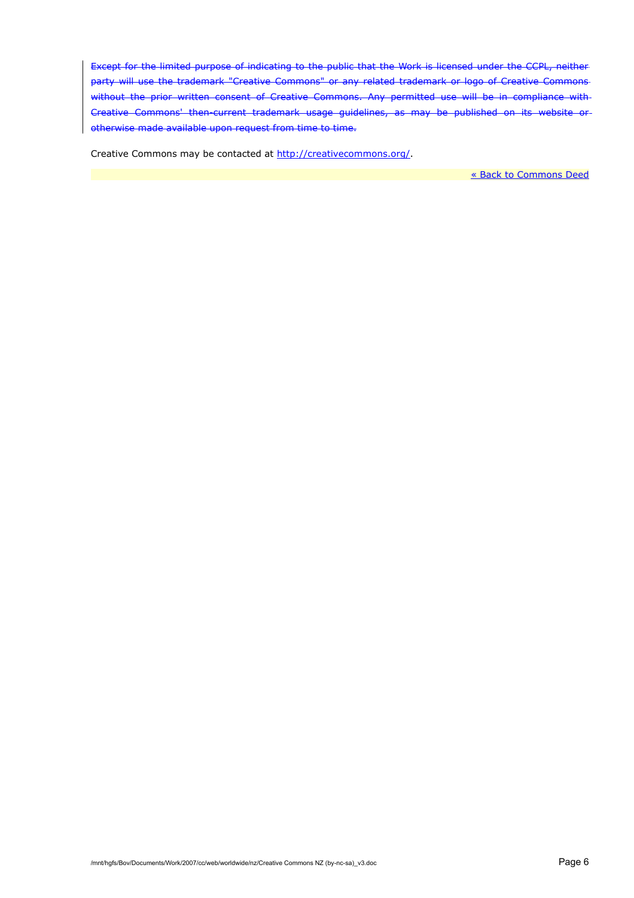~~Except for the limited purpose of indicating to the public that the Work is licensed under the CCPL, neither party will use the trademark "Creative Commons" or any related trademark or logo of Creative Commons without the prior written consent of Creative Commons. Any permitted use will be in compliance with Creative Commons' then-current trademark usage guidelines, as may be published on its website or otherwise made available upon request from time to time.~~

Creative Commons may be contacted at http://creativecommons.org/.

« Back to Commons Deed